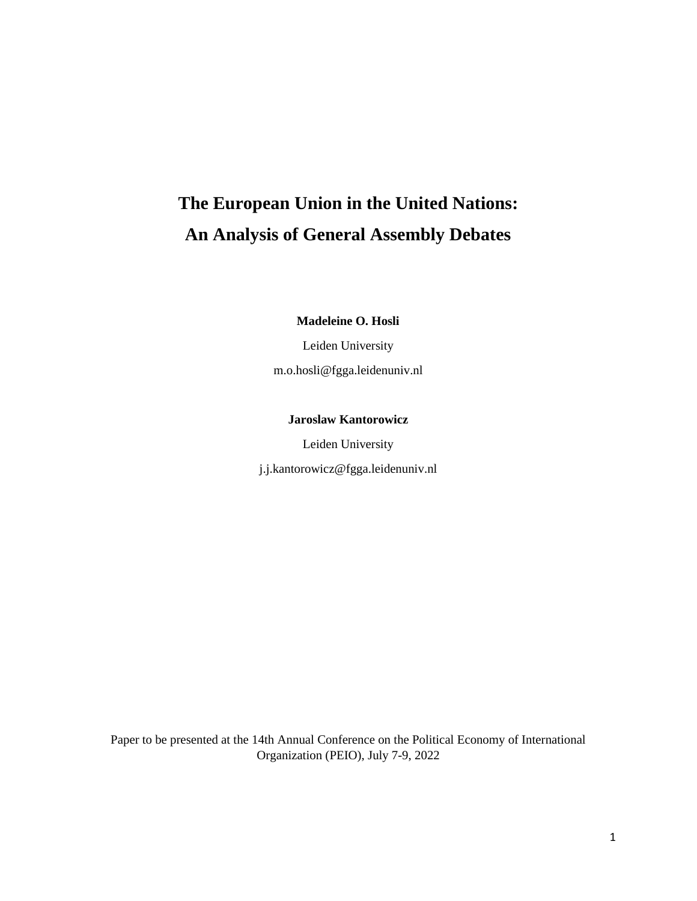# The European Union in the United Nations: An Analysis of General Assembly Debates

**Madeleine O. Hosli**

Leiden University

m.o.hosli@fgga.leidenuniv.nl

**Jaroslaw Kantorowicz**

Leiden University

j.j.kantorowicz@fgga.leidenuniv.nl

Paper to be presented at the 14th Annual Conference on the Political Economy of International Organization (PEIO), July 7-9, 2022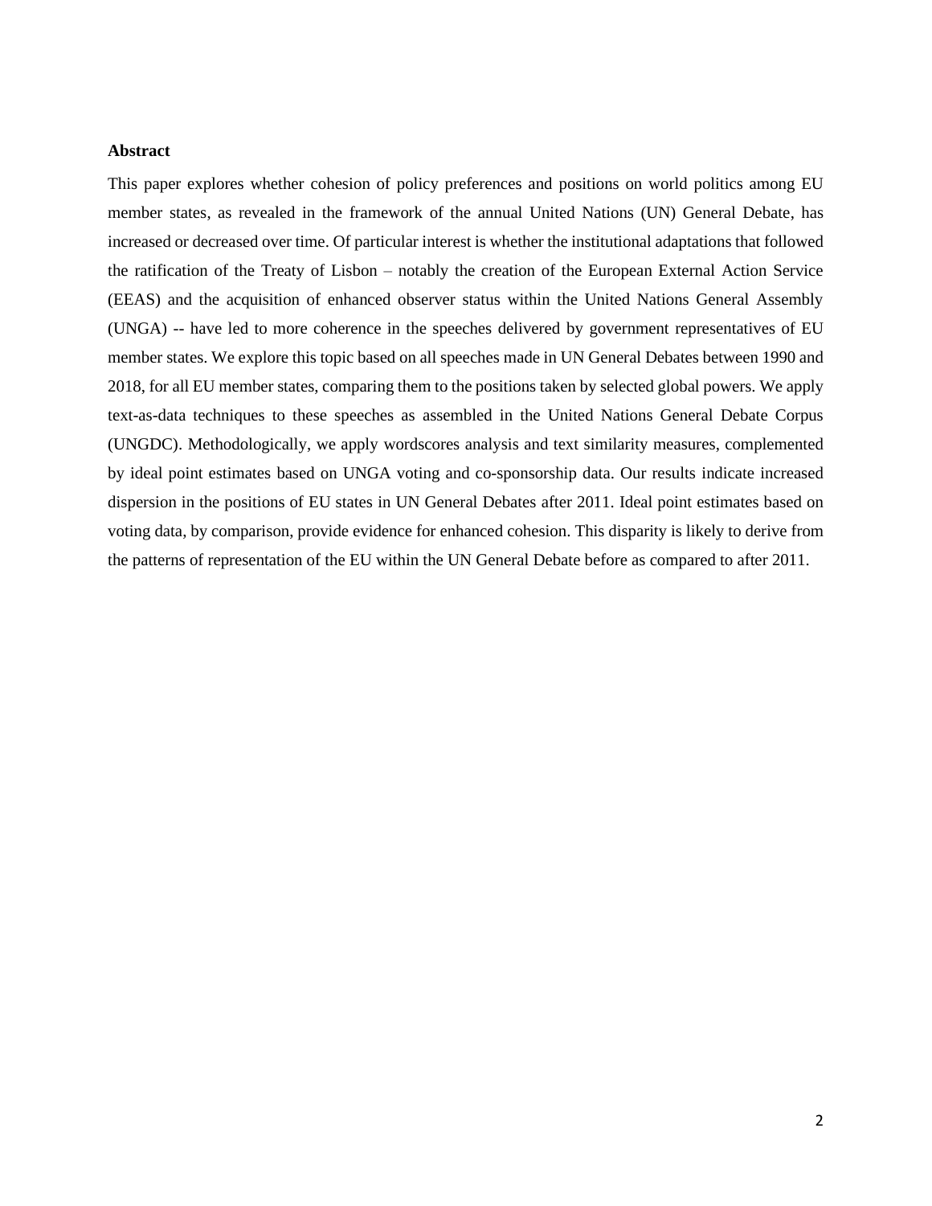**Abstract**

This paper explores whether cohesion of policy preferences and positions on world politics among EU member states, as revealed in the framework of the annual United Nations (UN) General Debate, has increased or decreased over time. Of particular interest is whether the institutional adaptations that followed the ratification of the Treaty of Lisbon – notably the creation of the European External Action Service (EEAS) and the acquisition of enhanced observer status within the United Nations General Assembly (UNGA) -- have led to more coherence in the speeches delivered by government representatives of EU member states. We explore this topic based on all speeches made in UN General Debates between 1990 and 2018, for all EU member states, comparing them to the positions taken by selected global powers. We apply text-as-data techniques to these speeches as assembled in the United Nations General Debate Corpus (UNGDC). Methodologically, we apply wordscores analysis and text similarity measures, complemented by ideal point estimates based on UNGA voting and co-sponsorship data. Our results indicate increased dispersion in the positions of EU states in UN General Debates after 2011. Ideal point estimates based on voting data, by comparison, provide evidence for enhanced cohesion. This disparity is likely to derive from the patterns of representation of the EU within the UN General Debate before as compared to after 2011.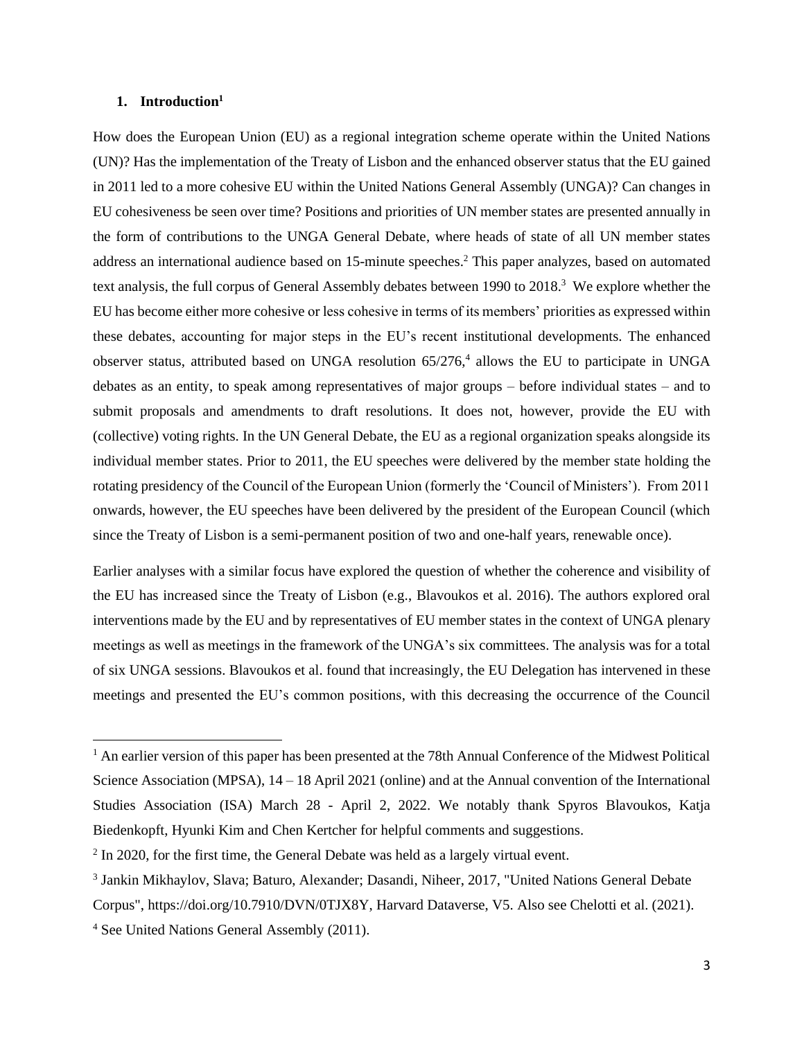## 1. Introduction[1]

How does the European Union (EU) as a regional integration scheme operate within the United Nations (UN)? Has the implementation of the Treaty of Lisbon and the enhanced observer status that the EU gained in 2011 led to a more cohesive EU within the United Nations General Assembly (UNGA)? Can changes in EU cohesiveness be seen over time? Positions and priorities of UN member states are presented annually in the form of contributions to the UNGA General Debate, where heads of state of all UN member states address an international audience based on 15-minute speeches.[2] This paper analyzes, based on automated text analysis, the full corpus of General Assembly debates between 1990 to 2018.[3] We explore whether the EU has become either more cohesive or less cohesive in terms of its members' priorities as expressed within these debates, accounting for major steps in the EU's recent institutional developments. The enhanced observer status, attributed based on UNGA resolution 65/276,[4] allows the EU to participate in UNGA debates as an entity, to speak among representatives of major groups – before individual states – and to submit proposals and amendments to draft resolutions. It does not, however, provide the EU with (collective) voting rights. In the UN General Debate, the EU as a regional organization speaks alongside its individual member states. Prior to 2011, the EU speeches were delivered by the member state holding the rotating presidency of the Council of the European Union (formerly the 'Council of Ministers'). From 2011 onwards, however, the EU speeches have been delivered by the president of the European Council (which since the Treaty of Lisbon is a semi-permanent position of two and one-half years, renewable once).

Earlier analyses with a similar focus have explored the question of whether the coherence and visibility of the EU has increased since the Treaty of Lisbon (e.g., Blavoukos et al. 2016). The authors explored oral interventions made by the EU and by representatives of EU member states in the context of UNGA plenary meetings as well as meetings in the framework of the UNGA's six committees. The analysis was for a total of six UNGA sessions. Blavoukos et al. found that increasingly, the EU Delegation has intervened in these meetings and presented the EU's common positions, with this decreasing the occurrence of the Council

---

[1] An earlier version of this paper has been presented at the 78th Annual Conference of the Midwest Political Science Association (MPSA), 14 – 18 April 2021 (online) and at the Annual convention of the International Studies Association (ISA) March 28 - April 2, 2022. We notably thank Spyros Blavoukos, Katja Biedenkopft, Hyunki Kim and Chen Kertcher for helpful comments and suggestions.

[2] In 2020, for the first time, the General Debate was held as a largely virtual event.

[3] Jankin Mikhaylov, Slava; Baturo, Alexander; Dasandi, Niheer, 2017, "United Nations General Debate Corpus", https://doi.org/10.7910/DVN/0TJX8Y, Harvard Dataverse, V5. Also see Chelotti et al. (2021).

[4] See United Nations General Assembly (2011).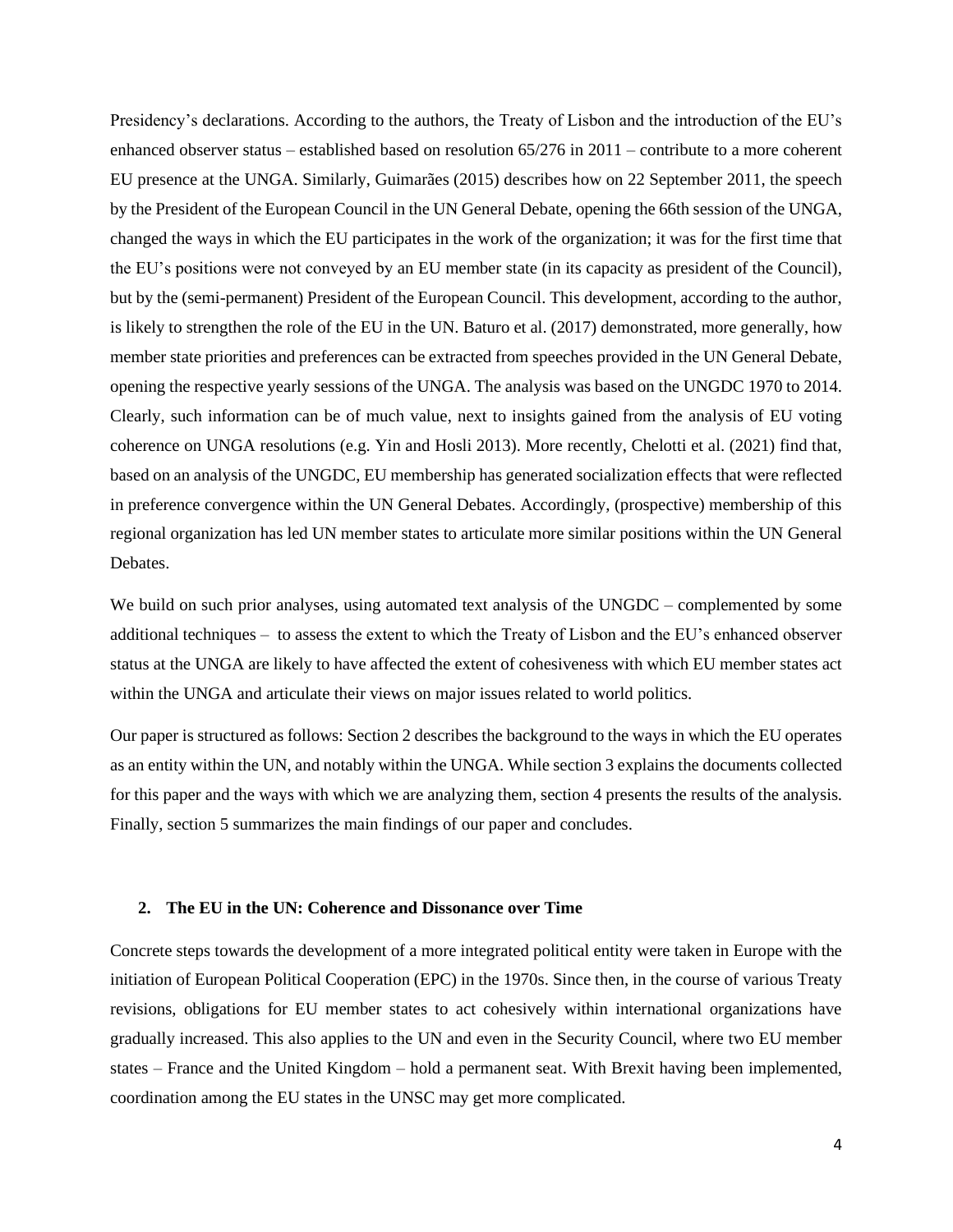Presidency's declarations. According to the authors, the Treaty of Lisbon and the introduction of the EU's enhanced observer status – established based on resolution 65/276 in 2011 – contribute to a more coherent EU presence at the UNGA. Similarly, Guimarães (2015) describes how on 22 September 2011, the speech by the President of the European Council in the UN General Debate, opening the 66th session of the UNGA, changed the ways in which the EU participates in the work of the organization; it was for the first time that the EU's positions were not conveyed by an EU member state (in its capacity as president of the Council), but by the (semi-permanent) President of the European Council. This development, according to the author, is likely to strengthen the role of the EU in the UN. Baturo et al. (2017) demonstrated, more generally, how member state priorities and preferences can be extracted from speeches provided in the UN General Debate, opening the respective yearly sessions of the UNGA. The analysis was based on the UNGDC 1970 to 2014. Clearly, such information can be of much value, next to insights gained from the analysis of EU voting coherence on UNGA resolutions (e.g. Yin and Hosli 2013). More recently, Chelotti et al. (2021) find that, based on an analysis of the UNGDC, EU membership has generated socialization effects that were reflected in preference convergence within the UN General Debates. Accordingly, (prospective) membership of this regional organization has led UN member states to articulate more similar positions within the UN General Debates.

We build on such prior analyses, using automated text analysis of the UNGDC – complemented by some additional techniques – to assess the extent to which the Treaty of Lisbon and the EU's enhanced observer status at the UNGA are likely to have affected the extent of cohesiveness with which EU member states act within the UNGA and articulate their views on major issues related to world politics.

Our paper is structured as follows: Section 2 describes the background to the ways in which the EU operates as an entity within the UN, and notably within the UNGA. While section 3 explains the documents collected for this paper and the ways with which we are analyzing them, section 4 presents the results of the analysis. Finally, section 5 summarizes the main findings of our paper and concludes.

## 2. The EU in the UN: Coherence and Dissonance over Time

Concrete steps towards the development of a more integrated political entity were taken in Europe with the initiation of European Political Cooperation (EPC) in the 1970s. Since then, in the course of various Treaty revisions, obligations for EU member states to act cohesively within international organizations have gradually increased. This also applies to the UN and even in the Security Council, where two EU member states – France and the United Kingdom – hold a permanent seat. With Brexit having been implemented, coordination among the EU states in the UNSC may get more complicated.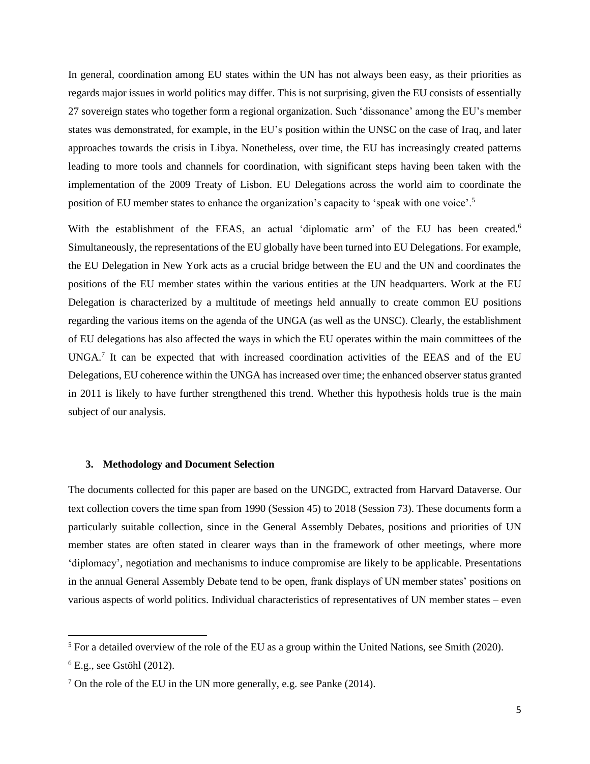In general, coordination among EU states within the UN has not always been easy, as their priorities as regards major issues in world politics may differ. This is not surprising, given the EU consists of essentially 27 sovereign states who together form a regional organization. Such 'dissonance' among the EU's member states was demonstrated, for example, in the EU's position within the UNSC on the case of Iraq, and later approaches towards the crisis in Libya. Nonetheless, over time, the EU has increasingly created patterns leading to more tools and channels for coordination, with significant steps having been taken with the implementation of the 2009 Treaty of Lisbon. EU Delegations across the world aim to coordinate the position of EU member states to enhance the organization's capacity to 'speak with one voice'.[5]

With the establishment of the EEAS, an actual 'diplomatic arm' of the EU has been created.[6] Simultaneously, the representations of the EU globally have been turned into EU Delegations. For example, the EU Delegation in New York acts as a crucial bridge between the EU and the UN and coordinates the positions of the EU member states within the various entities at the UN headquarters. Work at the EU Delegation is characterized by a multitude of meetings held annually to create common EU positions regarding the various items on the agenda of the UNGA (as well as the UNSC). Clearly, the establishment of EU delegations has also affected the ways in which the EU operates within the main committees of the UNGA.[7] It can be expected that with increased coordination activities of the EEAS and of the EU Delegations, EU coherence within the UNGA has increased over time; the enhanced observer status granted in 2011 is likely to have further strengthened this trend. Whether this hypothesis holds true is the main subject of our analysis.

## 3. Methodology and Document Selection

The documents collected for this paper are based on the UNGDC, extracted from Harvard Dataverse. Our text collection covers the time span from 1990 (Session 45) to 2018 (Session 73). These documents form a particularly suitable collection, since in the General Assembly Debates, positions and priorities of UN member states are often stated in clearer ways than in the framework of other meetings, where more 'diplomacy', negotiation and mechanisms to induce compromise are likely to be applicable. Presentations in the annual General Assembly Debate tend to be open, frank displays of UN member states' positions on various aspects of world politics. Individual characteristics of representatives of UN member states – even

---

[5] For a detailed overview of the role of the EU as a group within the United Nations, see Smith (2020).

[6] E.g., see Gstöhl (2012).

[7] On the role of the EU in the UN more generally, e.g. see Panke (2014).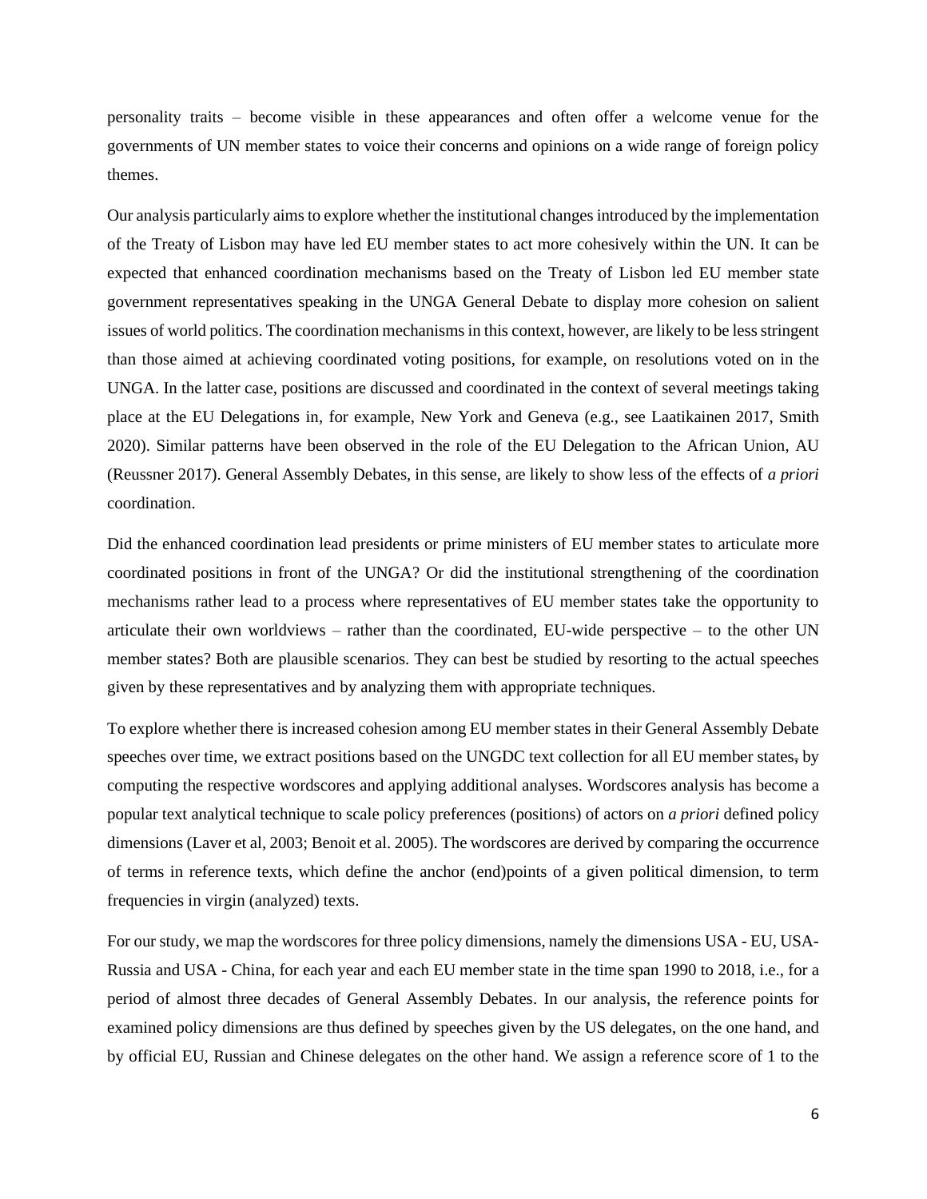personality traits – become visible in these appearances and often offer a welcome venue for the governments of UN member states to voice their concerns and opinions on a wide range of foreign policy themes.

Our analysis particularly aims to explore whether the institutional changes introduced by the implementation of the Treaty of Lisbon may have led EU member states to act more cohesively within the UN. It can be expected that enhanced coordination mechanisms based on the Treaty of Lisbon led EU member state government representatives speaking in the UNGA General Debate to display more cohesion on salient issues of world politics. The coordination mechanisms in this context, however, are likely to be less stringent than those aimed at achieving coordinated voting positions, for example, on resolutions voted on in the UNGA. In the latter case, positions are discussed and coordinated in the context of several meetings taking place at the EU Delegations in, for example, New York and Geneva (e.g., see Laatikainen 2017, Smith 2020). Similar patterns have been observed in the role of the EU Delegation to the African Union, AU (Reussner 2017). General Assembly Debates, in this sense, are likely to show less of the effects of *a priori* coordination.

Did the enhanced coordination lead presidents or prime ministers of EU member states to articulate more coordinated positions in front of the UNGA? Or did the institutional strengthening of the coordination mechanisms rather lead to a process where representatives of EU member states take the opportunity to articulate their own worldviews – rather than the coordinated, EU-wide perspective – to the other UN member states? Both are plausible scenarios. They can best be studied by resorting to the actual speeches given by these representatives and by analyzing them with appropriate techniques.

To explore whether there is increased cohesion among EU member states in their General Assembly Debate speeches over time, we extract positions based on the UNGDC text collection for all EU member states, by computing the respective wordscores and applying additional analyses. Wordscores analysis has become a popular text analytical technique to scale policy preferences (positions) of actors on *a priori* defined policy dimensions (Laver et al, 2003; Benoit et al. 2005). The wordscores are derived by comparing the occurrence of terms in reference texts, which define the anchor (end)points of a given political dimension, to term frequencies in virgin (analyzed) texts.

For our study, we map the wordscores for three policy dimensions, namely the dimensions USA - EU, USA-Russia and USA - China, for each year and each EU member state in the time span 1990 to 2018, i.e., for a period of almost three decades of General Assembly Debates. In our analysis, the reference points for examined policy dimensions are thus defined by speeches given by the US delegates, on the one hand, and by official EU, Russian and Chinese delegates on the other hand. We assign a reference score of 1 to the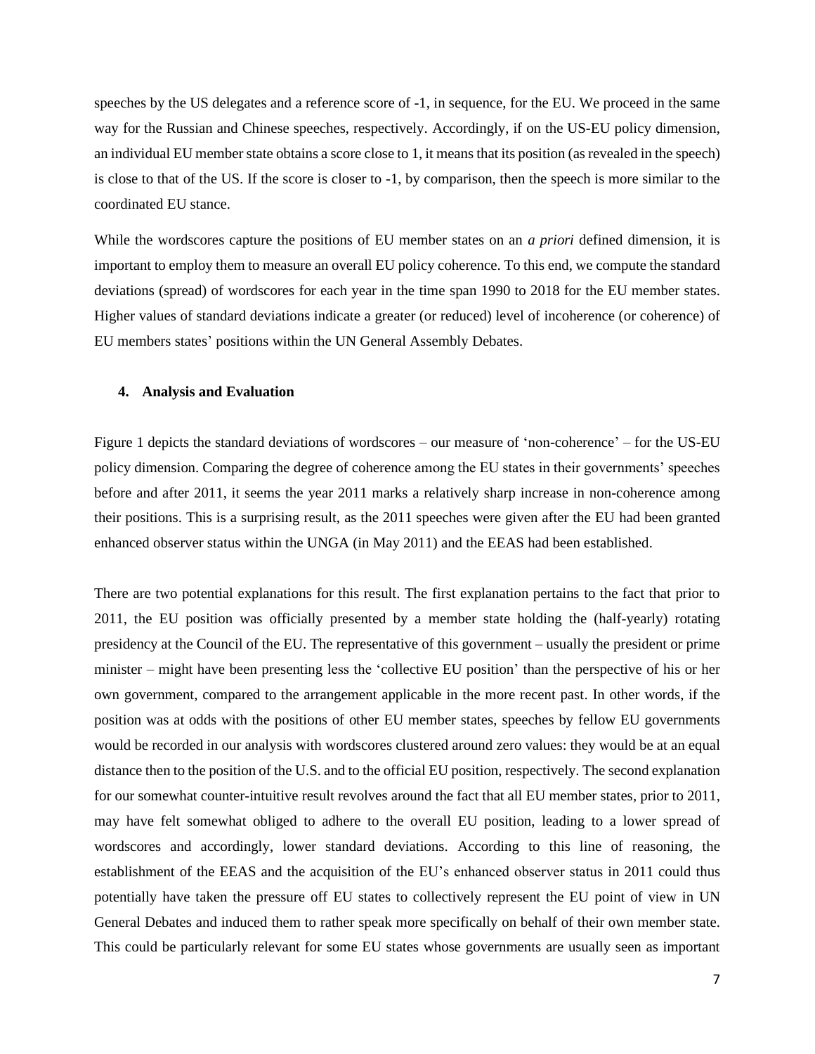speeches by the US delegates and a reference score of -1, in sequence, for the EU. We proceed in the same way for the Russian and Chinese speeches, respectively. Accordingly, if on the US-EU policy dimension, an individual EU member state obtains a score close to 1, it means that its position (as revealed in the speech) is close to that of the US. If the score is closer to -1, by comparison, then the speech is more similar to the coordinated EU stance.

While the wordscores capture the positions of EU member states on an *a priori* defined dimension, it is important to employ them to measure an overall EU policy coherence. To this end, we compute the standard deviations (spread) of wordscores for each year in the time span 1990 to 2018 for the EU member states. Higher values of standard deviations indicate a greater (or reduced) level of incoherence (or coherence) of EU members states' positions within the UN General Assembly Debates.

## 4. Analysis and Evaluation

Figure 1 depicts the standard deviations of wordscores – our measure of 'non-coherence' – for the US-EU policy dimension. Comparing the degree of coherence among the EU states in their governments' speeches before and after 2011, it seems the year 2011 marks a relatively sharp increase in non-coherence among their positions. This is a surprising result, as the 2011 speeches were given after the EU had been granted enhanced observer status within the UNGA (in May 2011) and the EEAS had been established.

There are two potential explanations for this result. The first explanation pertains to the fact that prior to 2011, the EU position was officially presented by a member state holding the (half-yearly) rotating presidency at the Council of the EU. The representative of this government – usually the president or prime minister – might have been presenting less the 'collective EU position' than the perspective of his or her own government, compared to the arrangement applicable in the more recent past. In other words, if the position was at odds with the positions of other EU member states, speeches by fellow EU governments would be recorded in our analysis with wordscores clustered around zero values: they would be at an equal distance then to the position of the U.S. and to the official EU position, respectively. The second explanation for our somewhat counter-intuitive result revolves around the fact that all EU member states, prior to 2011, may have felt somewhat obliged to adhere to the overall EU position, leading to a lower spread of wordscores and accordingly, lower standard deviations. According to this line of reasoning, the establishment of the EEAS and the acquisition of the EU's enhanced observer status in 2011 could thus potentially have taken the pressure off EU states to collectively represent the EU point of view in UN General Debates and induced them to rather speak more specifically on behalf of their own member state. This could be particularly relevant for some EU states whose governments are usually seen as important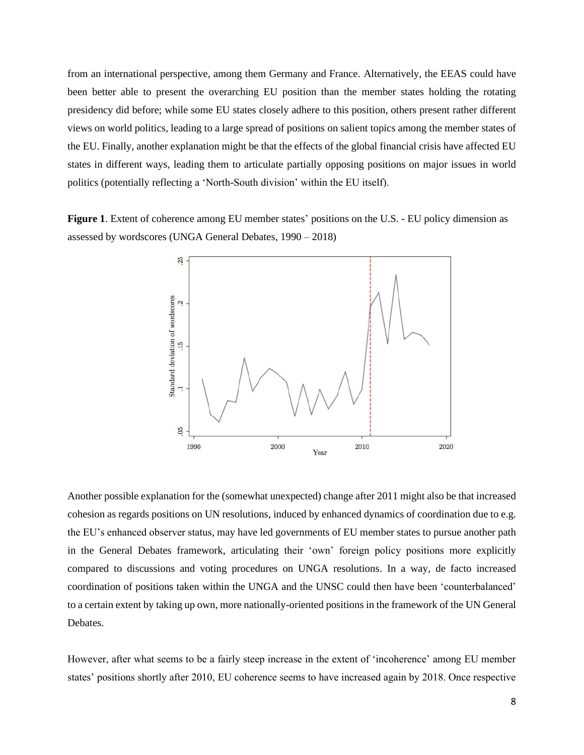from an international perspective, among them Germany and France. Alternatively, the EEAS could have been better able to present the overarching EU position than the member states holding the rotating presidency did before; while some EU states closely adhere to this position, others present rather different views on world politics, leading to a large spread of positions on salient topics among the member states of the EU. Finally, another explanation might be that the effects of the global financial crisis have affected EU states in different ways, leading them to articulate partially opposing positions on major issues in world politics (potentially reflecting a 'North-South division' within the EU itself).

**Figure 1**. Extent of coherence among EU member states' positions on the U.S. - EU policy dimension as assessed by wordscores (UNGA General Debates, 1990 – 2018)

Another possible explanation for the (somewhat unexpected) change after 2011 might also be that increased cohesion as regards positions on UN resolutions, induced by enhanced dynamics of coordination due to e.g. the EU's enhanced observer status, may have led governments of EU member states to pursue another path in the General Debates framework, articulating their 'own' foreign policy positions more explicitly compared to discussions and voting procedures on UNGA resolutions. In a way, de facto increased coordination of positions taken within the UNGA and the UNSC could then have been 'counterbalanced' to a certain extent by taking up own, more nationally-oriented positions in the framework of the UN General Debates.

However, after what seems to be a fairly steep increase in the extent of 'incoherence' among EU member states' positions shortly after 2010, EU coherence seems to have increased again by 2018. Once respective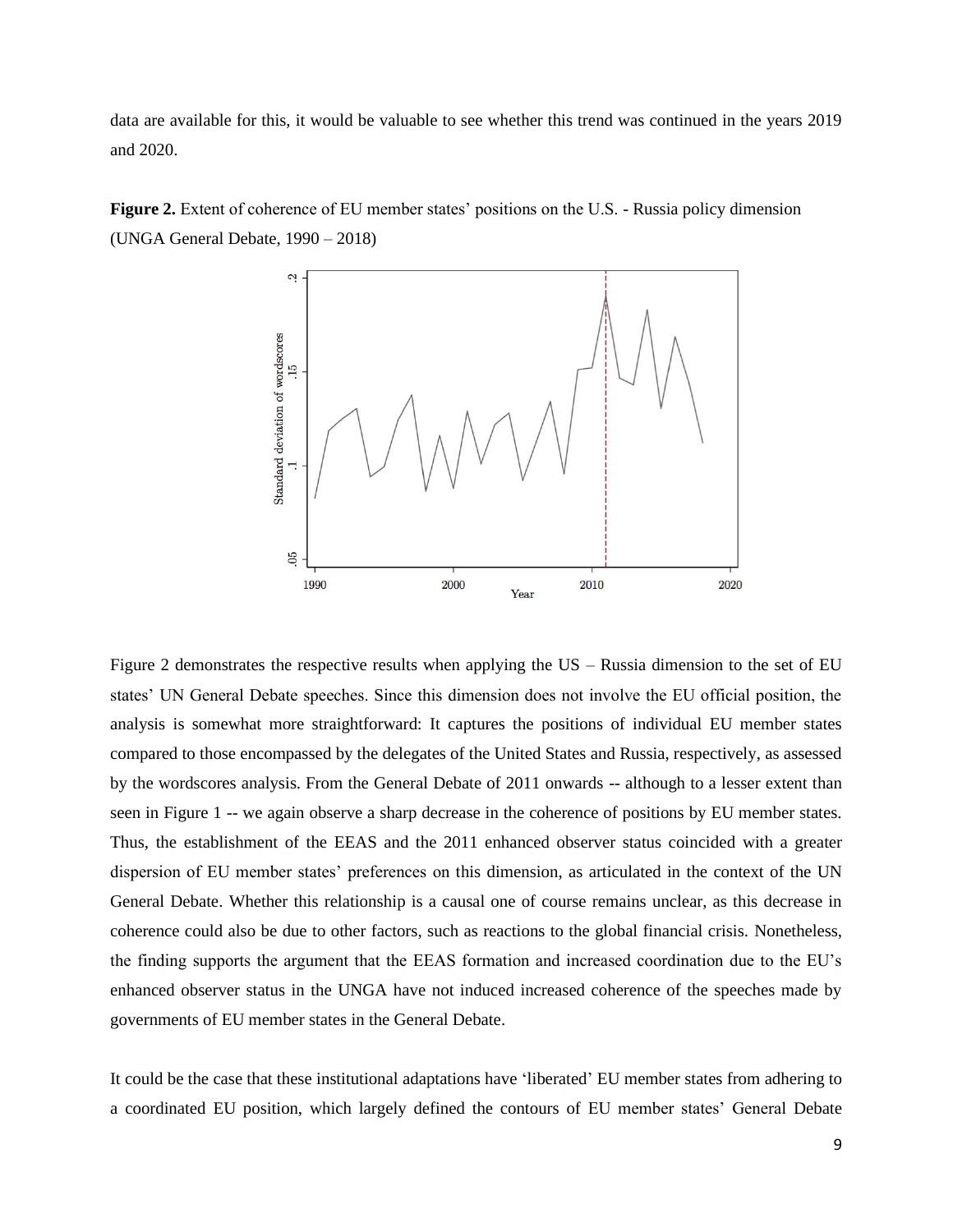data are available for this, it would be valuable to see whether this trend was continued in the years 2019 and 2020.

**Figure 2.** Extent of coherence of EU member states' positions on the U.S. - Russia policy dimension (UNGA General Debate, 1990 – 2018)

Figure 2 demonstrates the respective results when applying the US – Russia dimension to the set of EU states' UN General Debate speeches. Since this dimension does not involve the EU official position, the analysis is somewhat more straightforward: It captures the positions of individual EU member states compared to those encompassed by the delegates of the United States and Russia, respectively, as assessed by the wordscores analysis. From the General Debate of 2011 onwards -- although to a lesser extent than seen in Figure 1 -- we again observe a sharp decrease in the coherence of positions by EU member states. Thus, the establishment of the EEAS and the 2011 enhanced observer status coincided with a greater dispersion of EU member states' preferences on this dimension, as articulated in the context of the UN General Debate. Whether this relationship is a causal one of course remains unclear, as this decrease in coherence could also be due to other factors, such as reactions to the global financial crisis. Nonetheless, the finding supports the argument that the EEAS formation and increased coordination due to the EU's enhanced observer status in the UNGA have not induced increased coherence of the speeches made by governments of EU member states in the General Debate.

It could be the case that these institutional adaptations have 'liberated' EU member states from adhering to a coordinated EU position, which largely defined the contours of EU member states' General Debate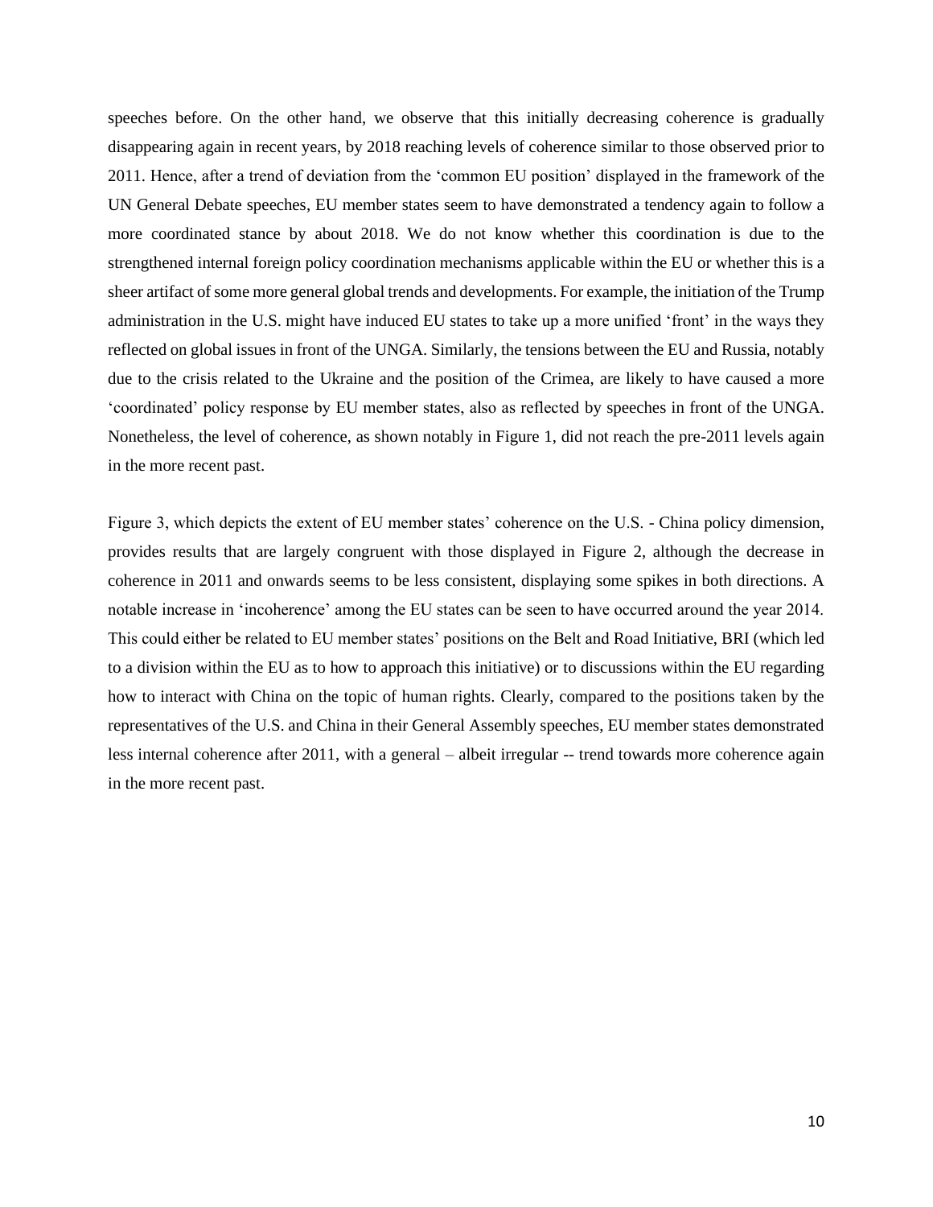speeches before. On the other hand, we observe that this initially decreasing coherence is gradually disappearing again in recent years, by 2018 reaching levels of coherence similar to those observed prior to 2011. Hence, after a trend of deviation from the 'common EU position' displayed in the framework of the UN General Debate speeches, EU member states seem to have demonstrated a tendency again to follow a more coordinated stance by about 2018. We do not know whether this coordination is due to the strengthened internal foreign policy coordination mechanisms applicable within the EU or whether this is a sheer artifact of some more general global trends and developments. For example, the initiation of the Trump administration in the U.S. might have induced EU states to take up a more unified 'front' in the ways they reflected on global issues in front of the UNGA. Similarly, the tensions between the EU and Russia, notably due to the crisis related to the Ukraine and the position of the Crimea, are likely to have caused a more 'coordinated' policy response by EU member states, also as reflected by speeches in front of the UNGA. Nonetheless, the level of coherence, as shown notably in Figure 1, did not reach the pre-2011 levels again in the more recent past.

Figure 3, which depicts the extent of EU member states' coherence on the U.S. - China policy dimension, provides results that are largely congruent with those displayed in Figure 2, although the decrease in coherence in 2011 and onwards seems to be less consistent, displaying some spikes in both directions. A notable increase in 'incoherence' among the EU states can be seen to have occurred around the year 2014. This could either be related to EU member states' positions on the Belt and Road Initiative, BRI (which led to a division within the EU as to how to approach this initiative) or to discussions within the EU regarding how to interact with China on the topic of human rights. Clearly, compared to the positions taken by the representatives of the U.S. and China in their General Assembly speeches, EU member states demonstrated less internal coherence after 2011, with a general – albeit irregular -- trend towards more coherence again in the more recent past.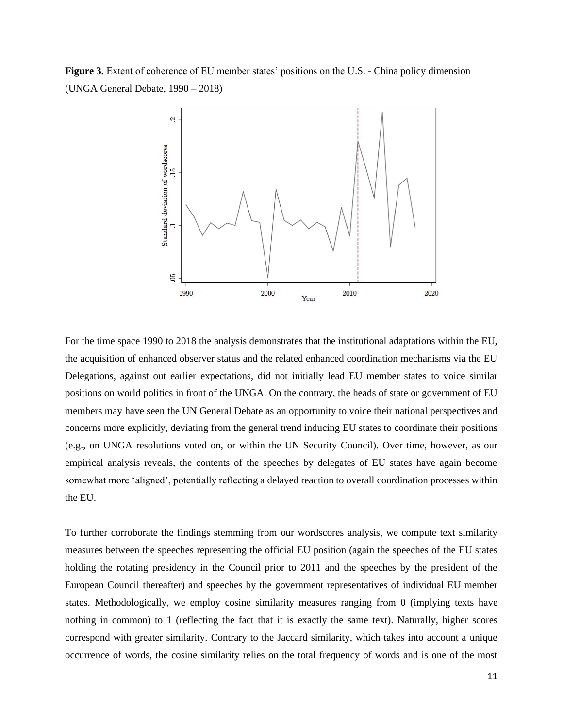**Figure 3.** Extent of coherence of EU member states' positions on the U.S. - China policy dimension (UNGA General Debate, 1990 – 2018)

For the time space 1990 to 2018 the analysis demonstrates that the institutional adaptations within the EU, the acquisition of enhanced observer status and the related enhanced coordination mechanisms via the EU Delegations, against out earlier expectations, did not initially lead EU member states to voice similar positions on world politics in front of the UNGA. On the contrary, the heads of state or government of EU members may have seen the UN General Debate as an opportunity to voice their national perspectives and concerns more explicitly, deviating from the general trend inducing EU states to coordinate their positions (e.g., on UNGA resolutions voted on, or within the UN Security Council). Over time, however, as our empirical analysis reveals, the contents of the speeches by delegates of EU states have again become somewhat more 'aligned', potentially reflecting a delayed reaction to overall coordination processes within the EU.

To further corroborate the findings stemming from our wordscores analysis, we compute text similarity measures between the speeches representing the official EU position (again the speeches of the EU states holding the rotating presidency in the Council prior to 2011 and the speeches by the president of the European Council thereafter) and speeches by the government representatives of individual EU member states. Methodologically, we employ cosine similarity measures ranging from 0 (implying texts have nothing in common) to 1 (reflecting the fact that it is exactly the same text). Naturally, higher scores correspond with greater similarity. Contrary to the Jaccard similarity, which takes into account a unique occurrence of words, the cosine similarity relies on the total frequency of words and is one of the most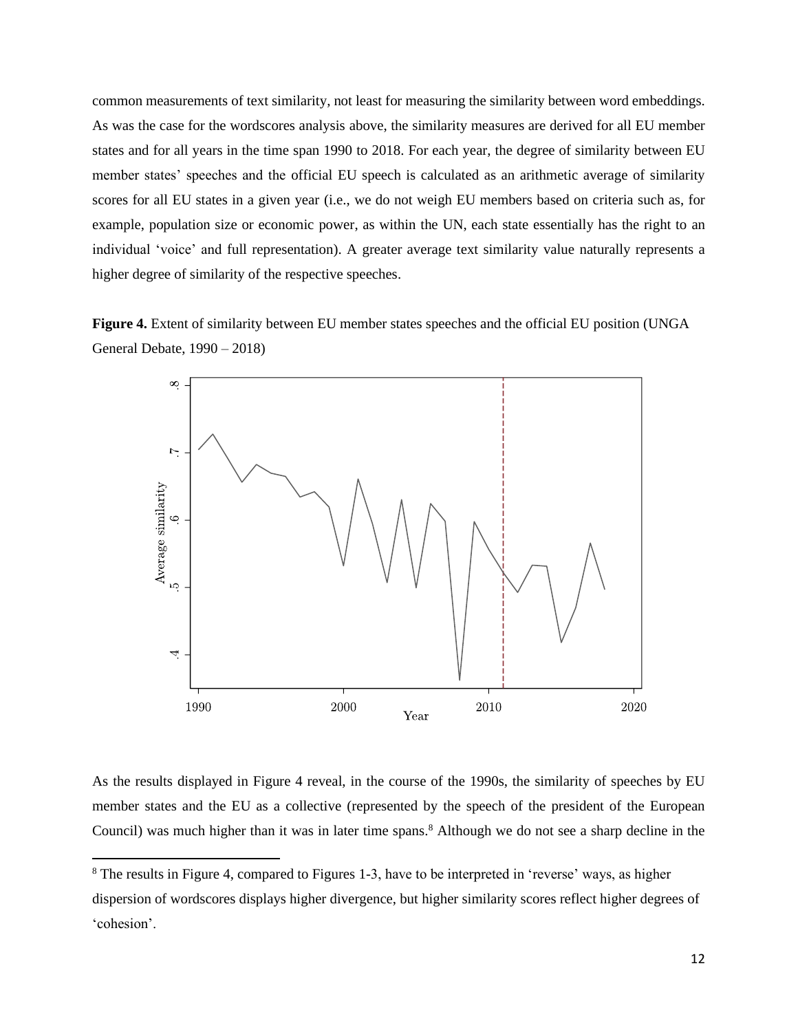common measurements of text similarity, not least for measuring the similarity between word embeddings. As was the case for the wordscores analysis above, the similarity measures are derived for all EU member states and for all years in the time span 1990 to 2018. For each year, the degree of similarity between EU member states' speeches and the official EU speech is calculated as an arithmetic average of similarity scores for all EU states in a given year (i.e., we do not weigh EU members based on criteria such as, for example, population size or economic power, as within the UN, each state essentially has the right to an individual 'voice' and full representation). A greater average text similarity value naturally represents a higher degree of similarity of the respective speeches.

**Figure 4.** Extent of similarity between EU member states speeches and the official EU position (UNGA General Debate, 1990 – 2018)

As the results displayed in Figure 4 reveal, in the course of the 1990s, the similarity of speeches by EU member states and the EU as a collective (represented by the speech of the president of the European Council) was much higher than it was in later time spans.[8] Although we do not see a sharp decline in the

[8] The results in Figure 4, compared to Figures 1-3, have to be interpreted in 'reverse' ways, as higher dispersion of wordscores displays higher divergence, but higher similarity scores reflect higher degrees of 'cohesion'.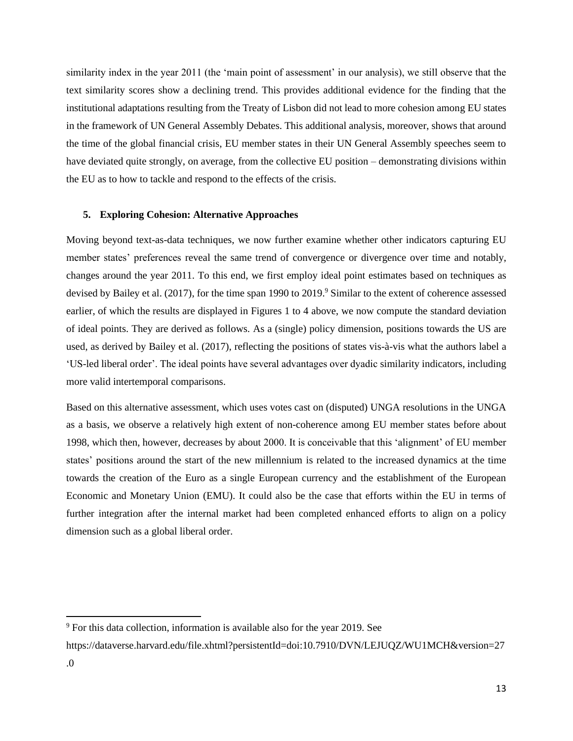similarity index in the year 2011 (the 'main point of assessment' in our analysis), we still observe that the text similarity scores show a declining trend. This provides additional evidence for the finding that the institutional adaptations resulting from the Treaty of Lisbon did not lead to more cohesion among EU states in the framework of UN General Assembly Debates. This additional analysis, moreover, shows that around the time of the global financial crisis, EU member states in their UN General Assembly speeches seem to have deviated quite strongly, on average, from the collective EU position – demonstrating divisions within the EU as to how to tackle and respond to the effects of the crisis.

## 5. Exploring Cohesion: Alternative Approaches

Moving beyond text-as-data techniques, we now further examine whether other indicators capturing EU member states' preferences reveal the same trend of convergence or divergence over time and notably, changes around the year 2011. To this end, we first employ ideal point estimates based on techniques as devised by Bailey et al. (2017), for the time span 1990 to 2019.[9] Similar to the extent of coherence assessed earlier, of which the results are displayed in Figures 1 to 4 above, we now compute the standard deviation of ideal points. They are derived as follows. As a (single) policy dimension, positions towards the US are used, as derived by Bailey et al. (2017), reflecting the positions of states vis-à-vis what the authors label a 'US-led liberal order'. The ideal points have several advantages over dyadic similarity indicators, including more valid intertemporal comparisons.

Based on this alternative assessment, which uses votes cast on (disputed) UNGA resolutions in the UNGA as a basis, we observe a relatively high extent of non-coherence among EU member states before about 1998, which then, however, decreases by about 2000. It is conceivable that this 'alignment' of EU member states' positions around the start of the new millennium is related to the increased dynamics at the time towards the creation of the Euro as a single European currency and the establishment of the European Economic and Monetary Union (EMU). It could also be the case that efforts within the EU in terms of further integration after the internal market had been completed enhanced efforts to align on a policy dimension such as a global liberal order.

[9] For this data collection, information is available also for the year 2019. See https://dataverse.harvard.edu/file.xhtml?persistentId=doi:10.7910/DVN/LEJUQZ/WU1MCH&version=27.0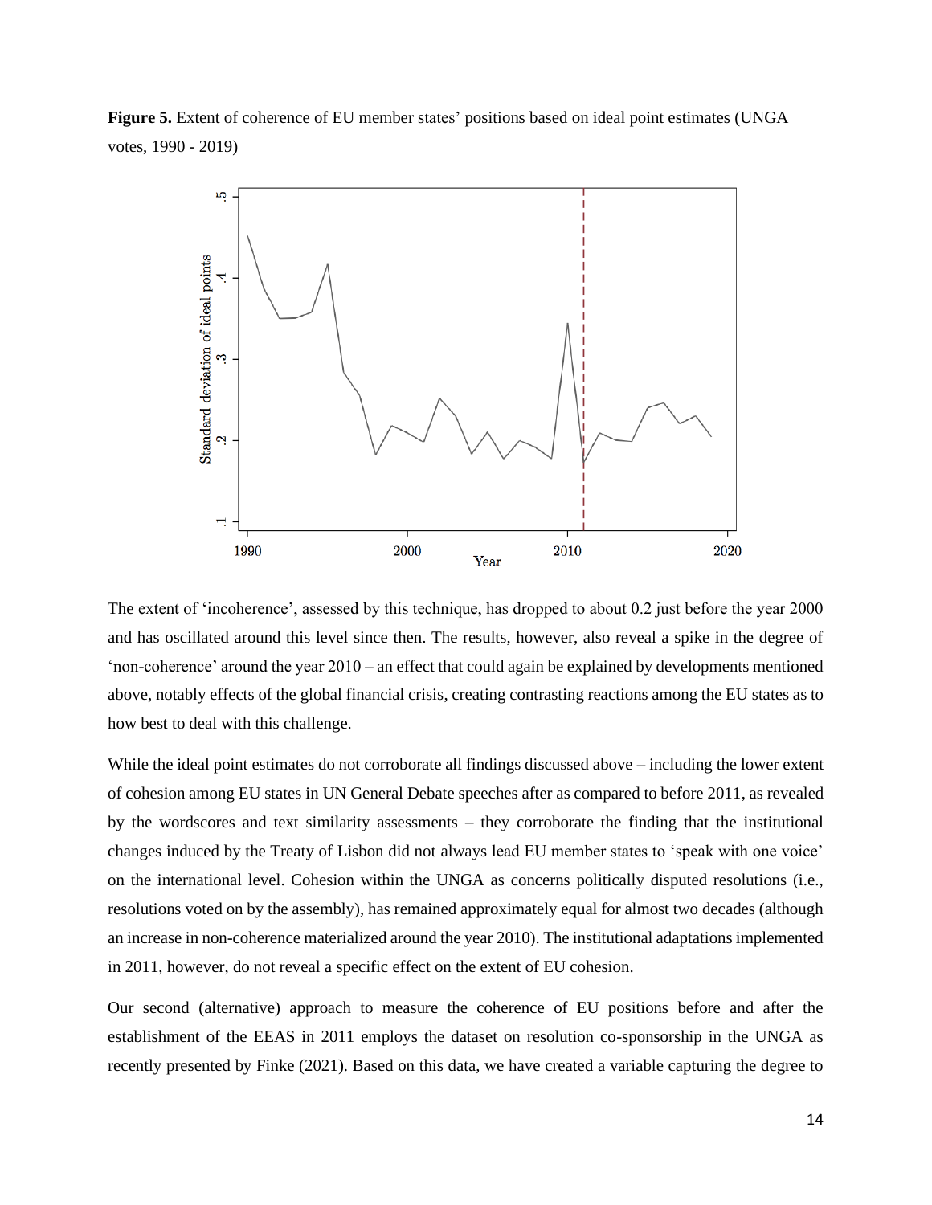**Figure 5.** Extent of coherence of EU member states' positions based on ideal point estimates (UNGA votes, 1990 - 2019)

The extent of 'incoherence', assessed by this technique, has dropped to about 0.2 just before the year 2000 and has oscillated around this level since then. The results, however, also reveal a spike in the degree of 'non-coherence' around the year 2010 – an effect that could again be explained by developments mentioned above, notably effects of the global financial crisis, creating contrasting reactions among the EU states as to how best to deal with this challenge.

While the ideal point estimates do not corroborate all findings discussed above – including the lower extent of cohesion among EU states in UN General Debate speeches after as compared to before 2011, as revealed by the wordscores and text similarity assessments – they corroborate the finding that the institutional changes induced by the Treaty of Lisbon did not always lead EU member states to 'speak with one voice' on the international level. Cohesion within the UNGA as concerns politically disputed resolutions (i.e., resolutions voted on by the assembly), has remained approximately equal for almost two decades (although an increase in non-coherence materialized around the year 2010). The institutional adaptations implemented in 2011, however, do not reveal a specific effect on the extent of EU cohesion.

Our second (alternative) approach to measure the coherence of EU positions before and after the establishment of the EEAS in 2011 employs the dataset on resolution co-sponsorship in the UNGA as recently presented by Finke (2021). Based on this data, we have created a variable capturing the degree to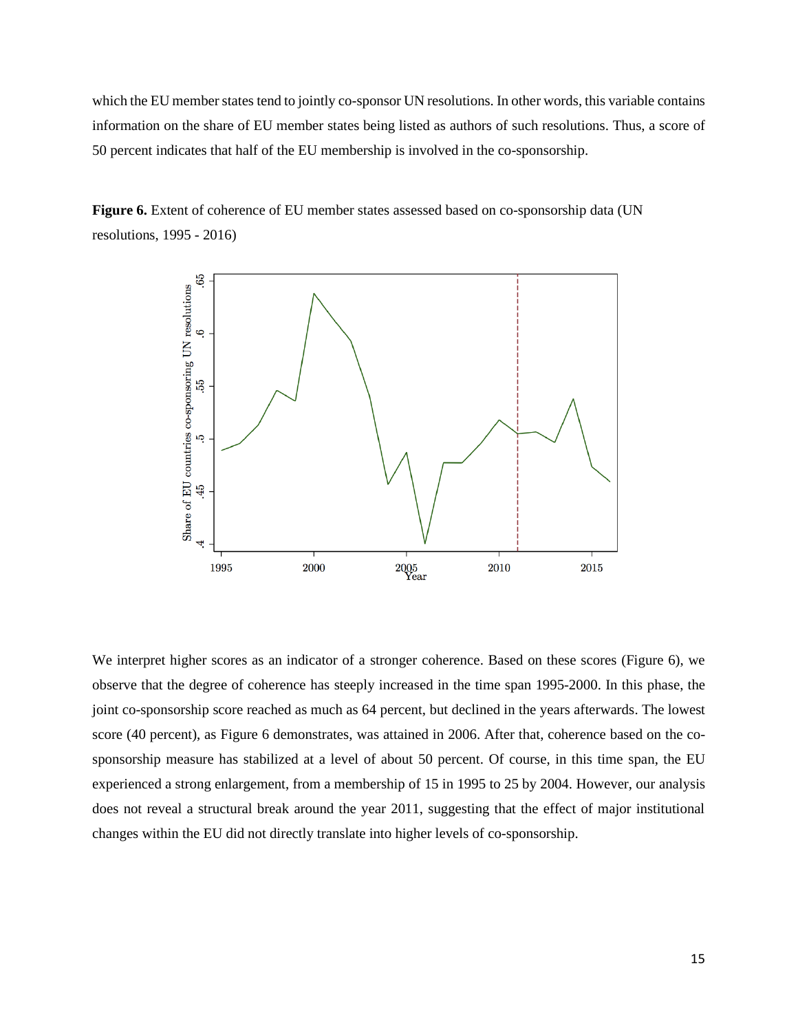which the EU member states tend to jointly co-sponsor UN resolutions. In other words, this variable contains information on the share of EU member states being listed as authors of such resolutions. Thus, a score of 50 percent indicates that half of the EU membership is involved in the co-sponsorship.

**Figure 6.** Extent of coherence of EU member states assessed based on co-sponsorship data (UN resolutions, 1995 - 2016)

We interpret higher scores as an indicator of a stronger coherence. Based on these scores (Figure 6), we observe that the degree of coherence has steeply increased in the time span 1995-2000. In this phase, the joint co-sponsorship score reached as much as 64 percent, but declined in the years afterwards. The lowest score (40 percent), as Figure 6 demonstrates, was attained in 2006. After that, coherence based on the co-sponsorship measure has stabilized at a level of about 50 percent. Of course, in this time span, the EU experienced a strong enlargement, from a membership of 15 in 1995 to 25 by 2004. However, our analysis does not reveal a structural break around the year 2011, suggesting that the effect of major institutional changes within the EU did not directly translate into higher levels of co-sponsorship.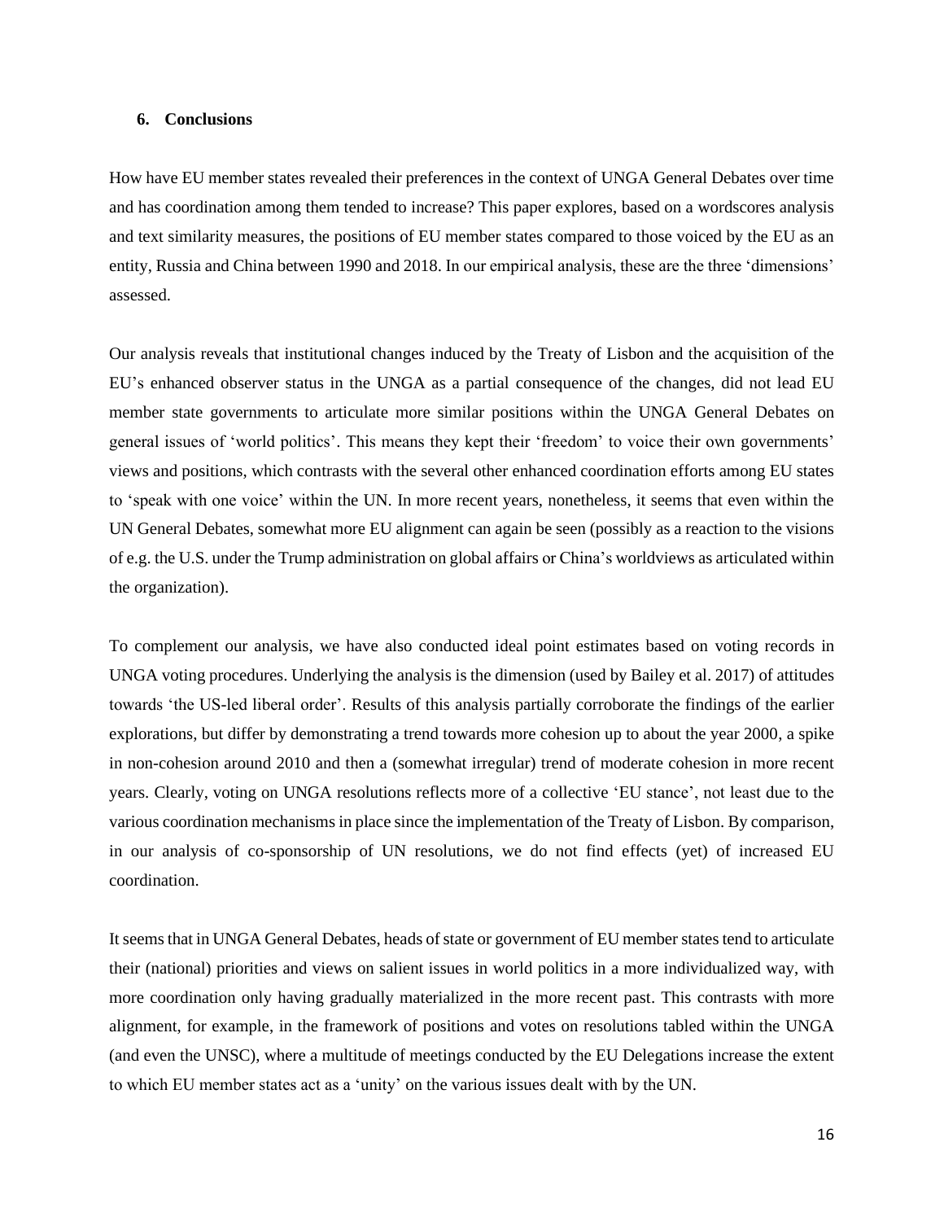## 6. Conclusions

How have EU member states revealed their preferences in the context of UNGA General Debates over time and has coordination among them tended to increase? This paper explores, based on a wordscores analysis and text similarity measures, the positions of EU member states compared to those voiced by the EU as an entity, Russia and China between 1990 and 2018. In our empirical analysis, these are the three 'dimensions' assessed.

Our analysis reveals that institutional changes induced by the Treaty of Lisbon and the acquisition of the EU's enhanced observer status in the UNGA as a partial consequence of the changes, did not lead EU member state governments to articulate more similar positions within the UNGA General Debates on general issues of 'world politics'. This means they kept their 'freedom' to voice their own governments' views and positions, which contrasts with the several other enhanced coordination efforts among EU states to 'speak with one voice' within the UN. In more recent years, nonetheless, it seems that even within the UN General Debates, somewhat more EU alignment can again be seen (possibly as a reaction to the visions of e.g. the U.S. under the Trump administration on global affairs or China's worldviews as articulated within the organization).

To complement our analysis, we have also conducted ideal point estimates based on voting records in UNGA voting procedures. Underlying the analysis is the dimension (used by Bailey et al. 2017) of attitudes towards 'the US-led liberal order'. Results of this analysis partially corroborate the findings of the earlier explorations, but differ by demonstrating a trend towards more cohesion up to about the year 2000, a spike in non-cohesion around 2010 and then a (somewhat irregular) trend of moderate cohesion in more recent years. Clearly, voting on UNGA resolutions reflects more of a collective 'EU stance', not least due to the various coordination mechanisms in place since the implementation of the Treaty of Lisbon. By comparison, in our analysis of co-sponsorship of UN resolutions, we do not find effects (yet) of increased EU coordination.

It seems that in UNGA General Debates, heads of state or government of EU member states tend to articulate their (national) priorities and views on salient issues in world politics in a more individualized way, with more coordination only having gradually materialized in the more recent past. This contrasts with more alignment, for example, in the framework of positions and votes on resolutions tabled within the UNGA (and even the UNSC), where a multitude of meetings conducted by the EU Delegations increase the extent to which EU member states act as a 'unity' on the various issues dealt with by the UN.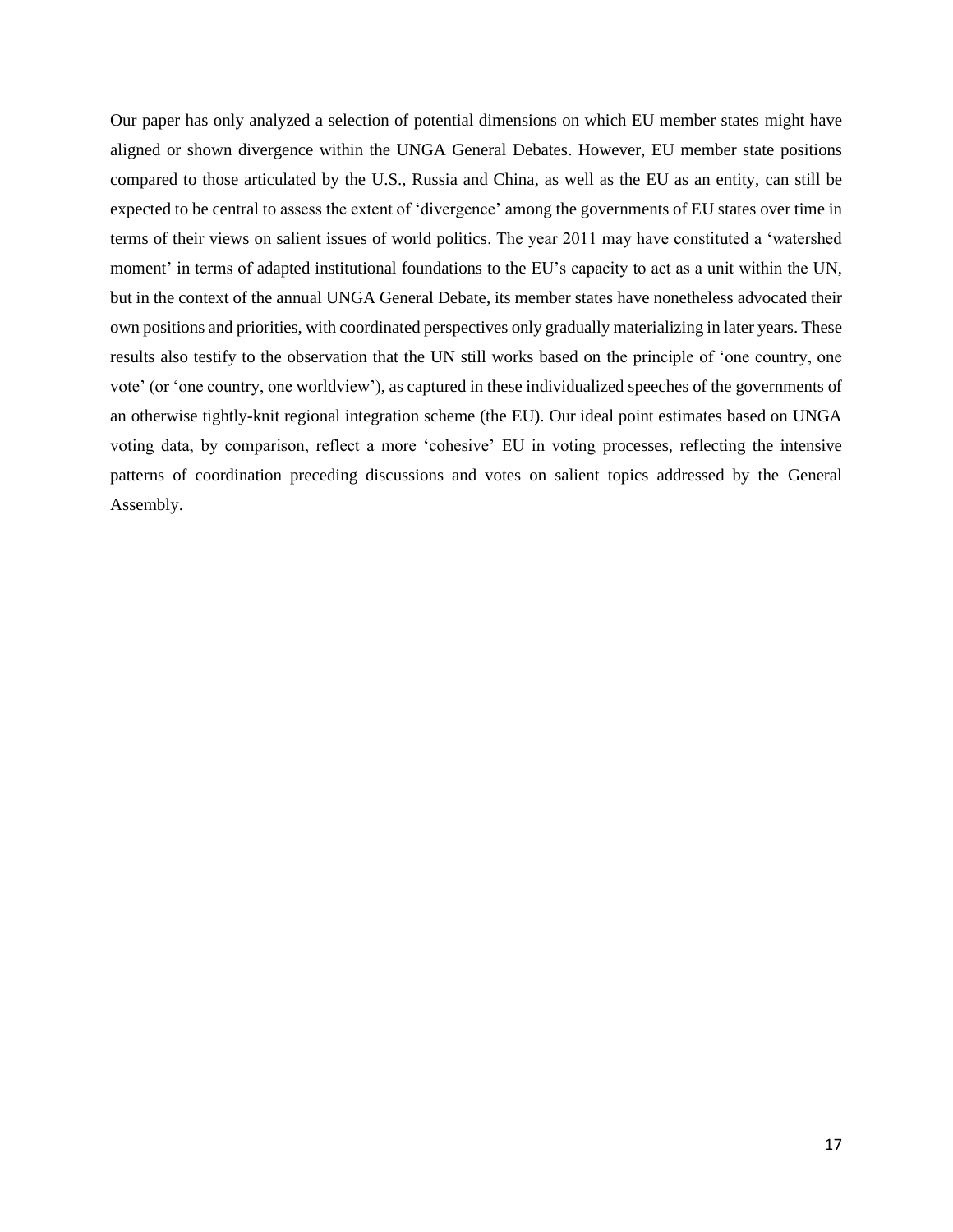Our paper has only analyzed a selection of potential dimensions on which EU member states might have aligned or shown divergence within the UNGA General Debates. However, EU member state positions compared to those articulated by the U.S., Russia and China, as well as the EU as an entity, can still be expected to be central to assess the extent of 'divergence' among the governments of EU states over time in terms of their views on salient issues of world politics. The year 2011 may have constituted a 'watershed moment' in terms of adapted institutional foundations to the EU's capacity to act as a unit within the UN, but in the context of the annual UNGA General Debate, its member states have nonetheless advocated their own positions and priorities, with coordinated perspectives only gradually materializing in later years. These results also testify to the observation that the UN still works based on the principle of 'one country, one vote' (or 'one country, one worldview'), as captured in these individualized speeches of the governments of an otherwise tightly-knit regional integration scheme (the EU). Our ideal point estimates based on UNGA voting data, by comparison, reflect a more 'cohesive' EU in voting processes, reflecting the intensive patterns of coordination preceding discussions and votes on salient topics addressed by the General Assembly.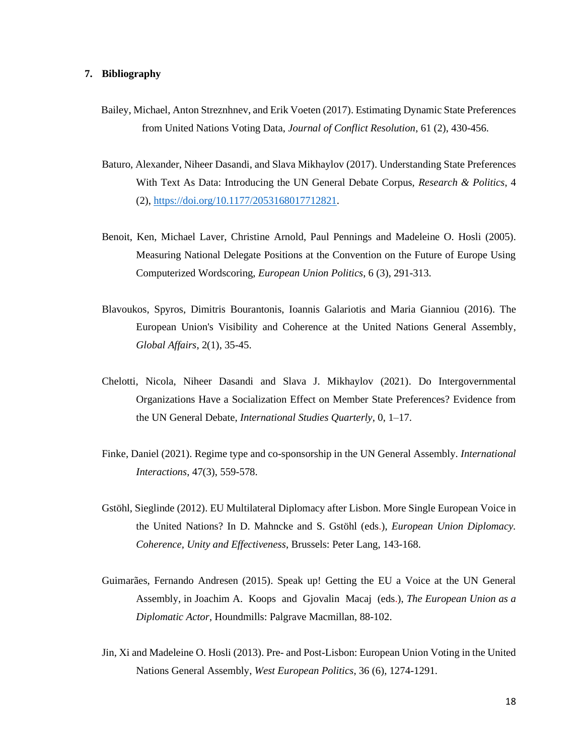## 7. Bibliography

Bailey, Michael, Anton Streznhnev, and Erik Voeten (2017). Estimating Dynamic State Preferences from United Nations Voting Data, *Journal of Conflict Resolution*, 61 (2), 430-456.

Baturo, Alexander, Niheer Dasandi, and Slava Mikhaylov (2017). Understanding State Preferences With Text As Data: Introducing the UN General Debate Corpus, *Research & Politics*, 4 (2), https://doi.org/10.1177/2053168017712821.

Benoit, Ken, Michael Laver, Christine Arnold, Paul Pennings and Madeleine O. Hosli (2005). Measuring National Delegate Positions at the Convention on the Future of Europe Using Computerized Wordscoring, *European Union Politics*, 6 (3), 291-313.

Blavoukos, Spyros, Dimitris Bourantonis, Ioannis Galariotis and Maria Gianniou (2016). The European Union's Visibility and Coherence at the United Nations General Assembly, *Global Affairs*, 2(1), 35-45.

Chelotti, Nicola, Niheer Dasandi and Slava J. Mikhaylov (2021). Do Intergovernmental Organizations Have a Socialization Effect on Member State Preferences? Evidence from the UN General Debate, *International Studies Quarterly*, 0, 1–17.

Finke, Daniel (2021). Regime type and co-sponsorship in the UN General Assembly. *International Interactions*, 47(3), 559-578.

Gstöhl, Sieglinde (2012). EU Multilateral Diplomacy after Lisbon. More Single European Voice in the United Nations? In D. Mahncke and S. Gstöhl (eds.), *European Union Diplomacy. Coherence, Unity and Effectiveness*, Brussels: Peter Lang, 143-168.

Guimarães, Fernando Andresen (2015). Speak up! Getting the EU a Voice at the UN General Assembly, in Joachim A. Koops and Gjovalin Macaj (eds.), *The European Union as a Diplomatic Actor*, Houndmills: Palgrave Macmillan, 88-102.

Jin, Xi and Madeleine O. Hosli (2013). Pre- and Post-Lisbon: European Union Voting in the United Nations General Assembly, *West European Politics*, 36 (6), 1274-1291.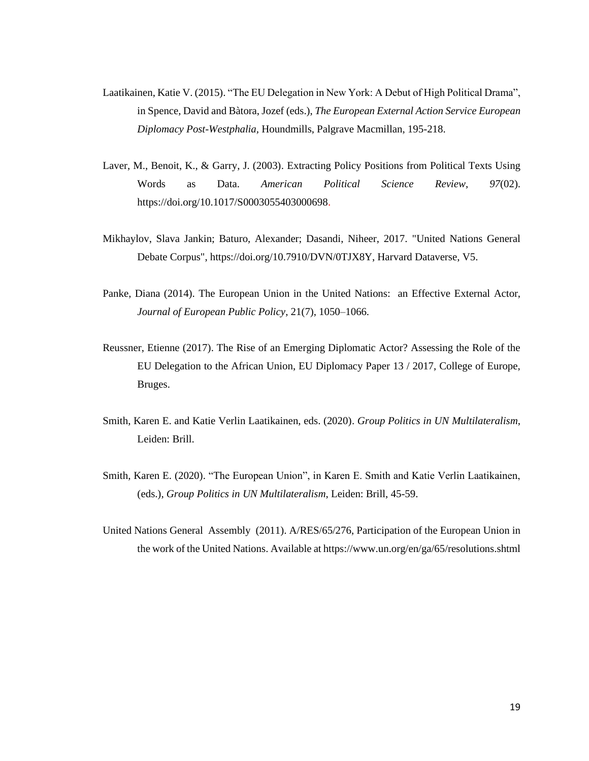Laatikainen, Katie V. (2015). “The EU Delegation in New York: A Debut of High Political Drama”, in Spence, David and Bàtora, Jozef (eds.), *The European External Action Service European Diplomacy Post-Westphalia*, Houndmills, Palgrave Macmillan, 195-218.

Laver, M., Benoit, K., & Garry, J. (2003). Extracting Policy Positions from Political Texts Using Words as Data. *American Political Science Review*, *97*(02). https://doi.org/10.1017/S0003055403000698.

Mikhaylov, Slava Jankin; Baturo, Alexander; Dasandi, Niheer, 2017. "United Nations General Debate Corpus", https://doi.org/10.7910/DVN/0TJX8Y, Harvard Dataverse, V5.

Panke, Diana (2014). The European Union in the United Nations: an Effective External Actor, *Journal of European Public Policy*, 21(7), 1050–1066.

Reussner, Etienne (2017). The Rise of an Emerging Diplomatic Actor? Assessing the Role of the EU Delegation to the African Union, EU Diplomacy Paper 13 / 2017, College of Europe, Bruges.

Smith, Karen E. and Katie Verlin Laatikainen, eds. (2020). *Group Politics in UN Multilateralism*, Leiden: Brill.

Smith, Karen E. (2020). “The European Union”, in Karen E. Smith and Katie Verlin Laatikainen, (eds.), *Group Politics in UN Multilateralism*, Leiden: Brill, 45-59.

United Nations General Assembly (2011). A/RES/65/276, Participation of the European Union in the work of the United Nations. Available at https://www.un.org/en/ga/65/resolutions.shtml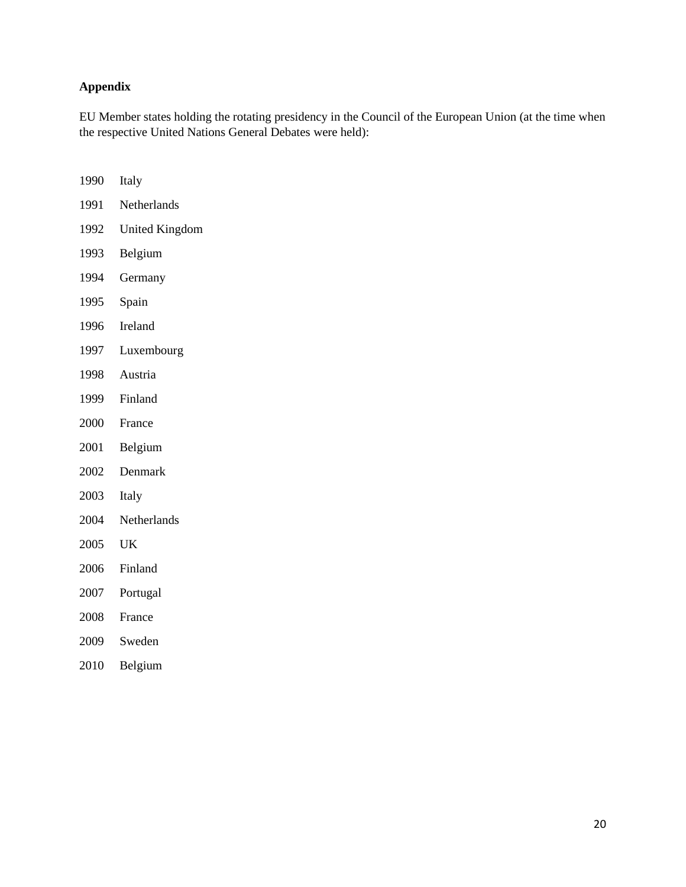**Appendix**

EU Member states holding the rotating presidency in the Council of the European Union (at the time when the respective United Nations General Debates were held):

| | |
|---|---|
| 1990 | Italy |
| 1991 | Netherlands |
| 1992 | United Kingdom |
| 1993 | Belgium |
| 1994 | Germany |
| 1995 | Spain |
| 1996 | Ireland |
| 1997 | Luxembourg |
| 1998 | Austria |
| 1999 | Finland |
| 2000 | France |
| 2001 | Belgium |
| 2002 | Denmark |
| 2003 | Italy |
| 2004 | Netherlands |
| 2005 | UK |
| 2006 | Finland |
| 2007 | Portugal |
| 2008 | France |
| 2009 | Sweden |
| 2010 | Belgium |